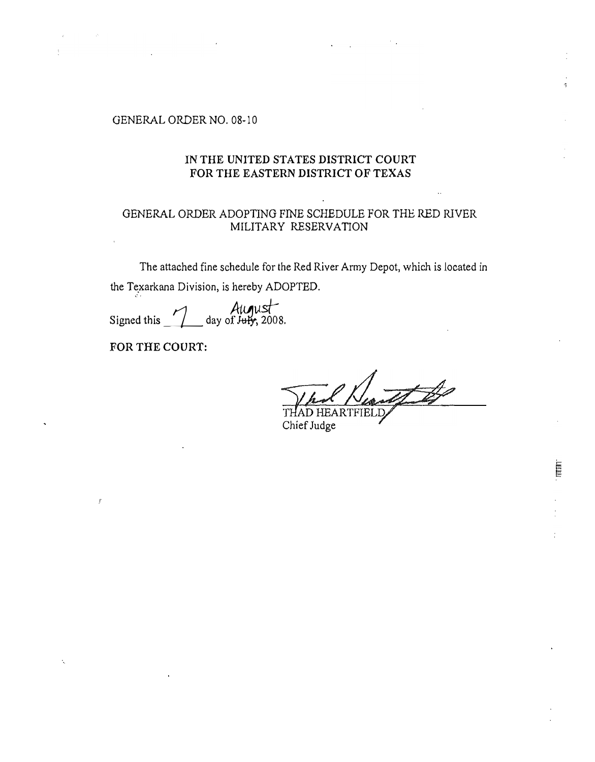GENERAL ORDER NO. 08-10

## IN THE UNITED STATES DISTRICT COURT FOR THE EASTERN DISTRICT OF TEXAS

## GENERAL ORDER ADOPTING FINE SCHEDULE FOR THE RED RIVER MILITARY RESERVATION

The attached fine schedule for the Red River Army Depot, which is located in the Texarkana Division, is hereby ADOPTED.

Signed this 7 day of ~~July~~ August, 2008.

**FOR THE COURT:**

THAD HEARTFIELD
Chief Judge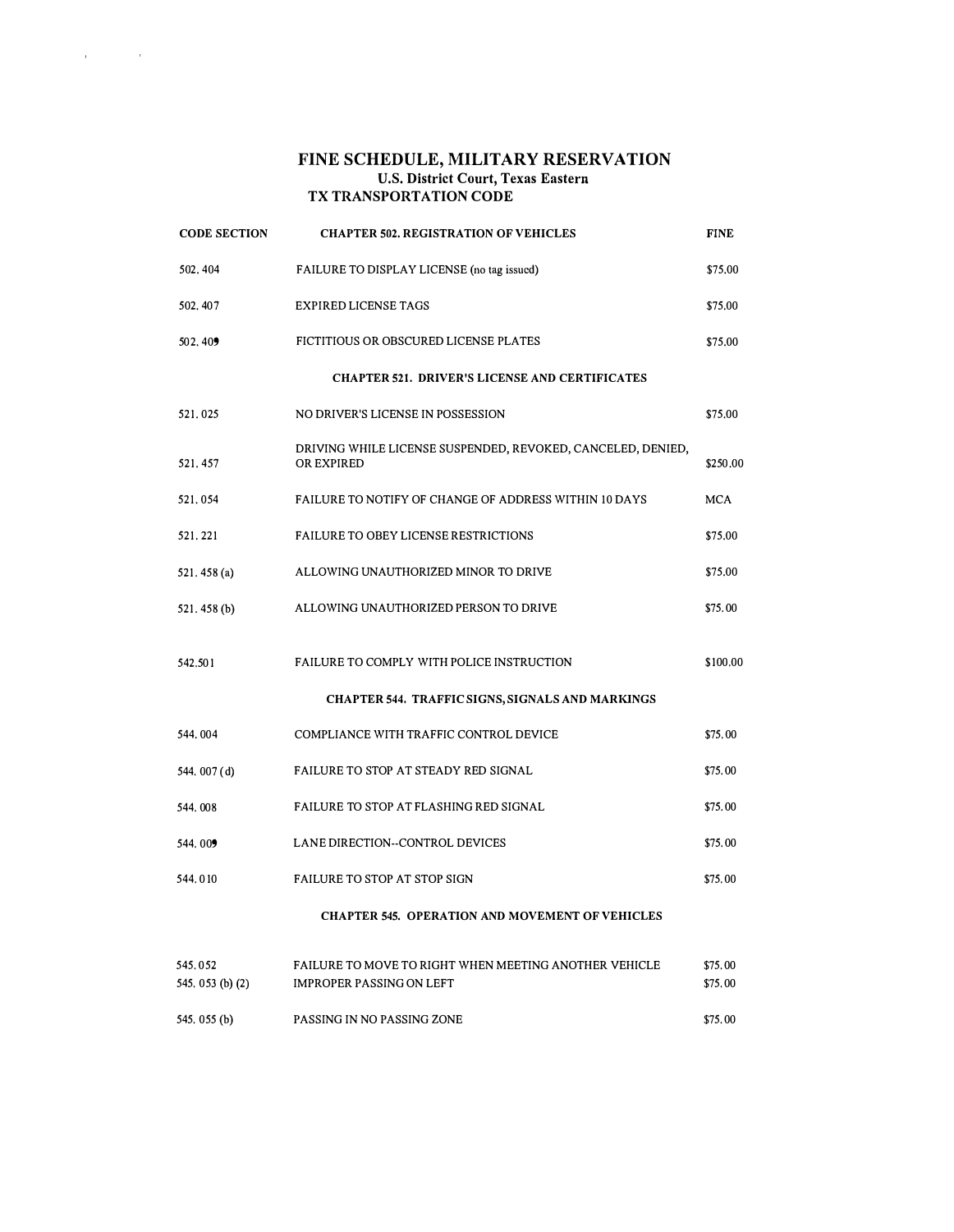# FINE SCHEDULE, MILITARY RESERVATION

### U.S. District Court, Texas Eastern

### TX TRANSPORTATION CODE

| CODE SECTION | CHAPTER 502. REGISTRATION OF VEHICLES | FINE |
|---|---|---|
| 502.404 | FAILURE TO DISPLAY LICENSE (no tag issued) | $75.00 |
| 502.407 | EXPIRED LICENSE TAGS | $75.00 |
| 502.409 | FICTITIOUS OR OBSCURED LICENSE PLATES | $75.00 |
| | **CHAPTER 521. DRIVER'S LICENSE AND CERTIFICATES** | |
| 521.025 | NO DRIVER'S LICENSE IN POSSESSION | $75.00 |
| 521.457 | DRIVING WHILE LICENSE SUSPENDED, REVOKED, CANCELED, DENIED, OR EXPIRED | $250.00 |
| 521.054 | FAILURE TO NOTIFY OF CHANGE OF ADDRESS WITHIN 10 DAYS | MCA |
| 521.221 | FAILURE TO OBEY LICENSE RESTRICTIONS | $75.00 |
| 521.458 (a) | ALLOWING UNAUTHORIZED MINOR TO DRIVE | $75.00 |
| 521.458 (b) | ALLOWING UNAUTHORIZED PERSON TO DRIVE | $75.00 |
| 542.501 | FAILURE TO COMPLY WITH POLICE INSTRUCTION | $100.00 |
| | **CHAPTER 544. TRAFFIC SIGNS, SIGNALS AND MARKINGS** | |
| 544.004 | COMPLIANCE WITH TRAFFIC CONTROL DEVICE | $75.00 |
| 544.007 (d) | FAILURE TO STOP AT STEADY RED SIGNAL | $75.00 |
| 544.008 | FAILURE TO STOP AT FLASHING RED SIGNAL | $75.00 |
| 544.009 | LANE DIRECTION--CONTROL DEVICES | $75.00 |
| 544.010 | FAILURE TO STOP AT STOP SIGN | $75.00 |
| | **CHAPTER 545. OPERATION AND MOVEMENT OF VEHICLES** | |
| 545.052 | FAILURE TO MOVE TO RIGHT WHEN MEETING ANOTHER VEHICLE | $75.00 |
| 545.053 (b) (2) | IMPROPER PASSING ON LEFT | $75.00 |
| 545.055 (b) | PASSING IN NO PASSING ZONE | $75.00 |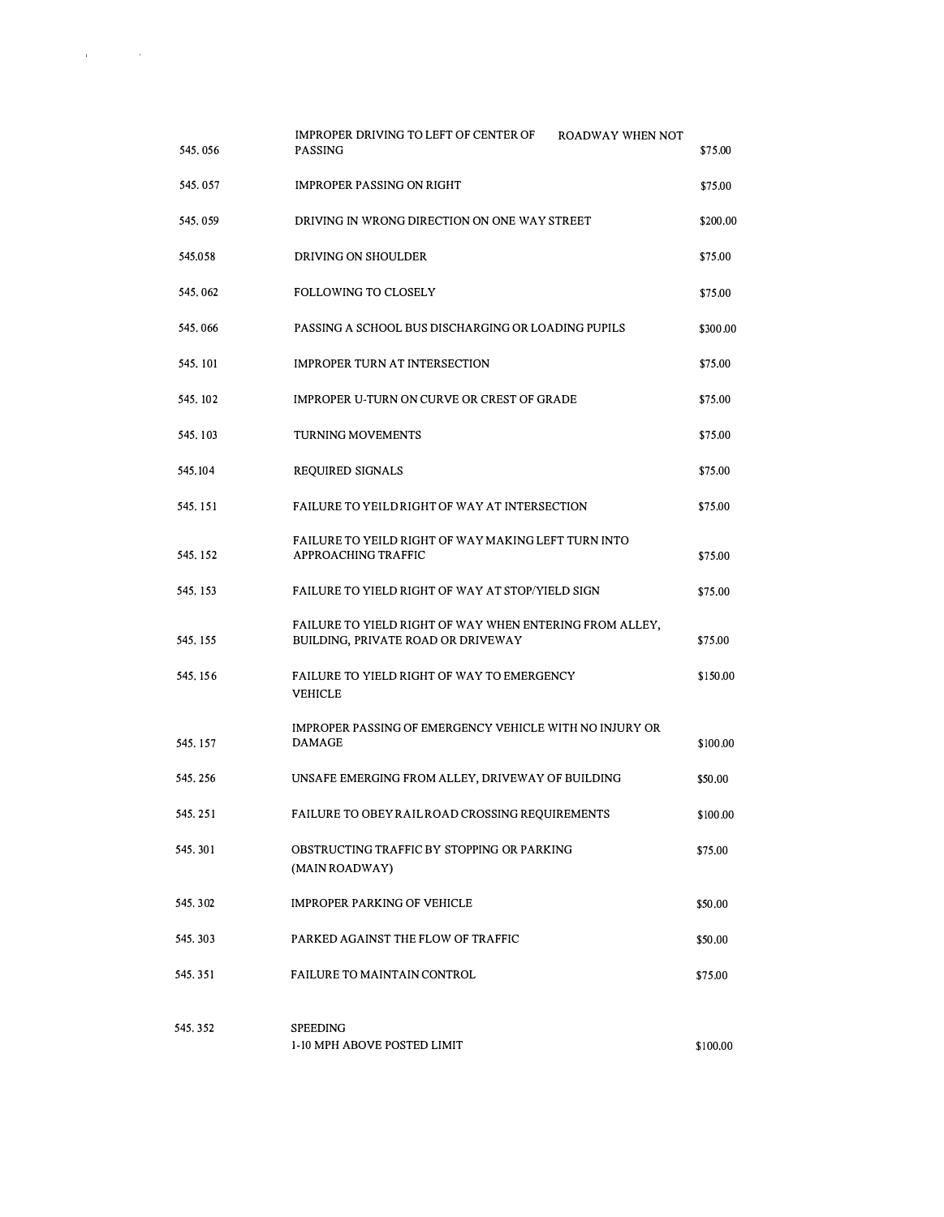| | | |
|---|---|---|
| 545. 056 | IMPROPER DRIVING TO LEFT OF CENTER OF ROADWAY WHEN NOT PASSING | $75.00 |
| 545. 057 | IMPROPER PASSING ON RIGHT | $75.00 |
| 545. 059 | DRIVING IN WRONG DIRECTION ON ONE WAY STREET | $200.00 |
| 545.058 | DRIVING ON SHOULDER | $75.00 |
| 545. 062 | FOLLOWING TO CLOSELY | $75.00 |
| 545. 066 | PASSING A SCHOOL BUS DISCHARGING OR LOADING PUPILS | $300.00 |
| 545. 101 | IMPROPER TURN AT INTERSECTION | $75.00 |
| 545. 102 | IMPROPER U-TURN ON CURVE OR CREST OF GRADE | $75.00 |
| 545. 103 | TURNING MOVEMENTS | $75.00 |
| 545.104 | REQUIRED SIGNALS | $75.00 |
| 545. 151 | FAILURE TO YEILD RIGHT OF WAY AT INTERSECTION | $75.00 |
| 545. 152 | FAILURE TO YEILD RIGHT OF WAY MAKING LEFT TURN INTO APPROACHING TRAFFIC | $75.00 |
| 545. 153 | FAILURE TO YIELD RIGHT OF WAY AT STOP/YIELD SIGN | $75.00 |
| 545. 155 | FAILURE TO YIELD RIGHT OF WAY WHEN ENTERING FROM ALLEY, BUILDING, PRIVATE ROAD OR DRIVEWAY | $75.00 |
| 545. 156 | FAILURE TO YIELD RIGHT OF WAY TO EMERGENCY VEHICLE | $150.00 |
| 545. 157 | IMPROPER PASSING OF EMERGENCY VEHICLE WITH NO INJURY OR DAMAGE | $100.00 |
| 545. 256 | UNSAFE EMERGING FROM ALLEY, DRIVEWAY OF BUILDING | $50.00 |
| 545. 251 | FAILURE TO OBEY RAILROAD CROSSING REQUIREMENTS | $100.00 |
| 545. 301 | OBSTRUCTING TRAFFIC BY STOPPING OR PARKING (MAIN ROADWAY) | $75.00 |
| 545. 302 | IMPROPER PARKING OF VEHICLE | $50.00 |
| 545. 303 | PARKED AGAINST THE FLOW OF TRAFFIC | $50.00 |
| 545. 351 | FAILURE TO MAINTAIN CONTROL | $75.00 |
| 545. 352 | SPEEDING<br>1-10 MPH ABOVE POSTED LIMIT | $100.00 |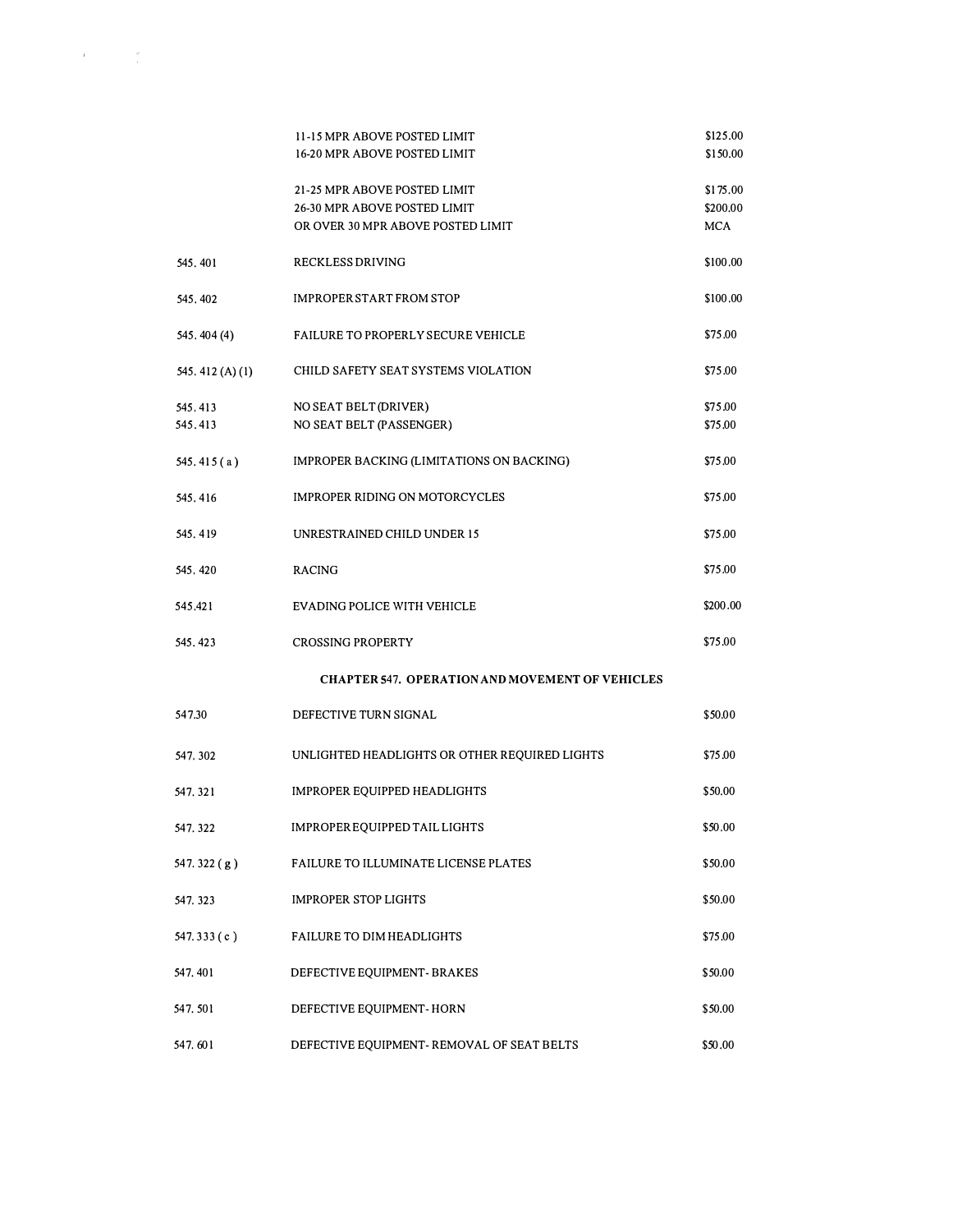| | | |
|---|---|---|
| | 11-15 MPR ABOVE POSTED LIMIT | $125.00 |
| | 16-20 MPR ABOVE POSTED LIMIT | $150.00 |
| | 21-25 MPR ABOVE POSTED LIMIT | $175.00 |
| | 26-30 MPR ABOVE POSTED LIMIT | $200.00 |
| | OR OVER 30 MPR ABOVE POSTED LIMIT | MCA |
| 545. 401 | RECKLESS DRIVING | $100.00 |
| 545. 402 | IMPROPER START FROM STOP | $100.00 |
| 545. 404 (4) | FAILURE TO PROPERLY SECURE VEHICLE | $75.00 |
| 545. 412 (A) (1) | CHILD SAFETY SEAT SYSTEMS VIOLATION | $75.00 |
| 545. 413 | NO SEAT BELT (DRIVER) | $75.00 |
| 545. 413 | NO SEAT BELT (PASSENGER) | $75.00 |
| 545. 415 ( a ) | IMPROPER BACKING (LIMITATIONS ON BACKING) | $75.00 |
| 545. 416 | IMPROPER RIDING ON MOTORCYCLES | $75.00 |
| 545. 419 | UNRESTRAINED CHILD UNDER 15 | $75.00 |
| 545. 420 | RACING | $75.00 |
| 545.421 | EVADING POLICE WITH VEHICLE | $200.00 |
| 545. 423 | CROSSING PROPERTY | $75.00 |

**CHAPTER 547. OPERATION AND MOVEMENT OF VEHICLES**

| | | |
|---|---|---|
| 547.30 | DEFECTIVE TURN SIGNAL | $50.00 |
| 547. 302 | UNLIGHTED HEADLIGHTS OR OTHER REQUIRED LIGHTS | $75.00 |
| 547. 321 | IMPROPER EQUIPPED HEADLIGHTS | $50.00 |
| 547. 322 | IMPROPER EQUIPPED TAIL LIGHTS | $50.00 |
| 547. 322 ( g ) | FAILURE TO ILLUMINATE LICENSE PLATES | $50.00 |
| 547. 323 | IMPROPER STOP LIGHTS | $50.00 |
| 547. 333 ( c ) | FAILURE TO DIM HEADLIGHTS | $75.00 |
| 547. 401 | DEFECTIVE EQUIPMENT- BRAKES | $50.00 |
| 547. 501 | DEFECTIVE EQUIPMENT- HORN | $50.00 |
| 547. 601 | DEFECTIVE EQUIPMENT- REMOVAL OF SEAT BELTS | $50.00 |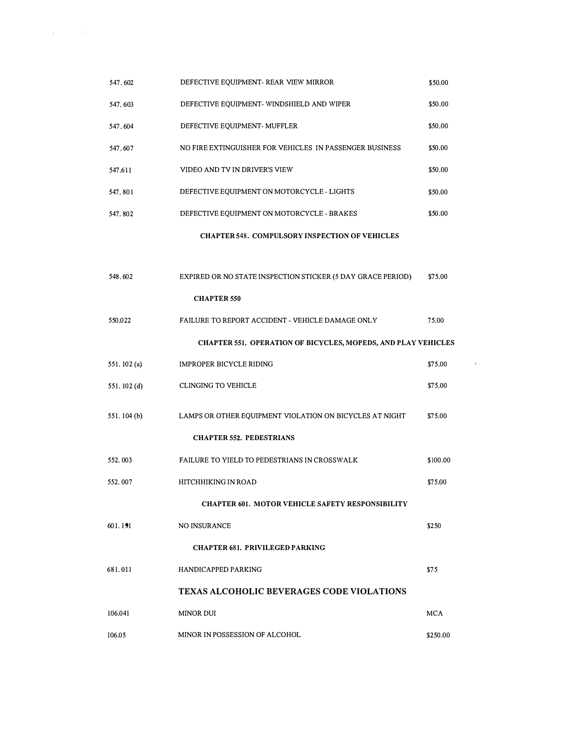| | | |
|---|---|---|
| 547. 602 | DEFECTIVE EQUIPMENT- REAR VIEW MIRROR | $50.00 |
| 547. 603 | DEFECTIVE EQUIPMENT- WINDSHIELD AND WIPER | $50.00 |
| 547. 604 | DEFECTIVE EQUIPMENT- MUFFLER | $50.00 |
| 547. 607 | NO FIRE EXTINGUISHER FOR VEHICLES IN PASSENGER BUSINESS | $50.00 |
| 547.611 | VIDEO AND TV IN DRIVER'S VIEW | $50.00 |
| 547. 801 | DEFECTIVE EQUIPMENT ON MOTORCYCLE - LIGHTS | $50.00 |
| 547. 802 | DEFECTIVE EQUIPMENT ON MOTORCYCLE - BRAKES | $50.00 |
| | **CHAPTER 548. COMPULSORY INSPECTION OF VEHICLES** | |
| 548. 602 | EXPIRED OR NO STATE INSPECTION STICKER (5 DAY GRACE PERIOD) | $75.00 |
| | **CHAPTER 550** | |
| 550.022 | FAILURE TO REPORT ACCIDENT - VEHICLE DAMAGE ONLY | 75.00 |
| | **CHAPTER 551. OPERATION OF BICYCLES, MOPEDS, AND PLAY VEHICLES** | |
| 551. 102 (a) | IMPROPER BICYCLE RIDING | $75.00 |
| 551. 102 (d) | CLINGING TO VEHICLE | $75.00 |
| 551. 104 (b) | LAMPS OR OTHER EQUIPMENT VIOLATION ON BICYCLES AT NIGHT | $75.00 |
| | **CHAPTER 552. PEDESTRIANS** | |
| 552. 003 | FAILURE TO YIELD TO PEDESTRIANS IN CROSSWALK | $100.00 |
| 552. 007 | HITCHHIKING IN ROAD | $75.00 |
| | **CHAPTER 601. MOTOR VEHICLE SAFETY RESPONSIBILITY** | |
| 601. 191 | NO INSURANCE | $250 |
| | **CHAPTER 681. PRIVILEGED PARKING** | |
| 681. 011 | HANDICAPPED PARKING | $75 |

## TEXAS ALCOHOLIC BEVERAGES CODE VIOLATIONS

| | | |
|---|---|---|
| 106.041 | MINOR DUI | MCA |
| 106.05 | MINOR IN POSSESSION OF ALCOHOL | $250.00 |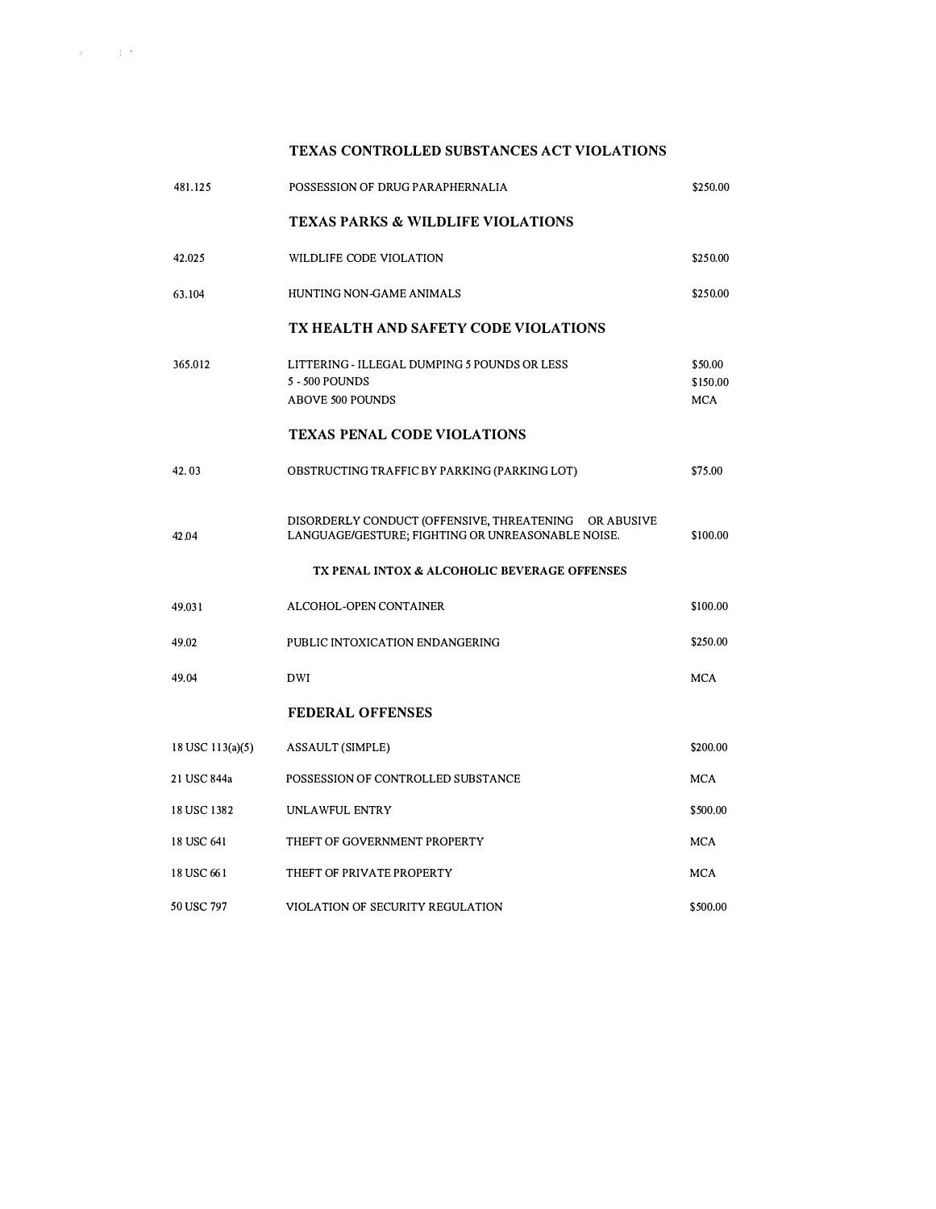## TEXAS CONTROLLED SUBSTANCES ACT VIOLATIONS

| | | |
|---|---|---|
| 481.125 | POSSESSION OF DRUG PARAPHERNALIA | $250.00 |

## TEXAS PARKS & WILDLIFE VIOLATIONS

| | | |
|---|---|---|
| 42.025 | WILDLIFE CODE VIOLATION | $250.00 |
| 63.104 | HUNTING NON-GAME ANIMALS | $250.00 |

## TX HEALTH AND SAFETY CODE VIOLATIONS

| | | |
|---|---|---|
| 365.012 | LITTERING - ILLEGAL DUMPING 5 POUNDS OR LESS | $50.00 |
| | 5 - 500 POUNDS | $150.00 |
| | ABOVE 500 POUNDS | MCA |

## TEXAS PENAL CODE VIOLATIONS

| | | |
|---|---|---|
| 42. 03 | OBSTRUCTING TRAFFIC BY PARKING (PARKING LOT) | $75.00 |
| 42.04 | DISORDERLY CONDUCT (OFFENSIVE, THREATENING OR ABUSIVE LANGUAGE/GESTURE; FIGHTING OR UNREASONABLE NOISE. | $100.00 |

### TX PENAL INTOX & ALCOHOLIC BEVERAGE OFFENSES

| | | |
|---|---|---|
| 49.031 | ALCOHOL-OPEN CONTAINER | $100.00 |
| 49.02 | PUBLIC INTOXICATION ENDANGERING | $250.00 |
| 49.04 | DWI | MCA |

## FEDERAL OFFENSES

| | | |
|---|---|---|
| 18 USC 113(a)(5) | ASSAULT (SIMPLE) | $200.00 |
| 21 USC 844a | POSSESSION OF CONTROLLED SUBSTANCE | MCA |
| 18 USC 1382 | UNLAWFUL ENTRY | $500.00 |
| 18 USC 641 | THEFT OF GOVERNMENT PROPERTY | MCA |
| 18 USC 661 | THEFT OF PRIVATE PROPERTY | MCA |
| 50 USC 797 | VIOLATION OF SECURITY REGULATION | $500.00 |